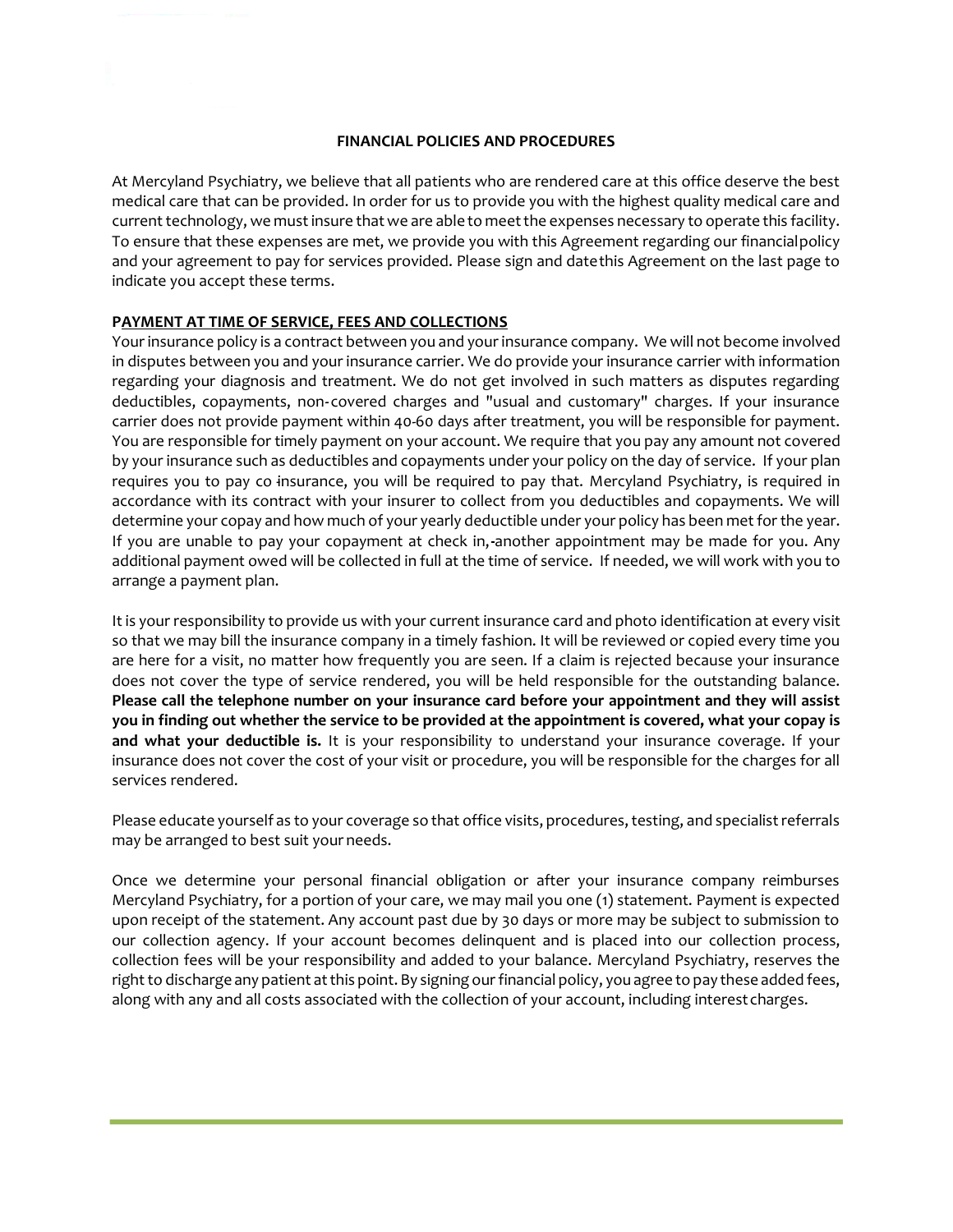# FINANCIAL POLICIES AND PROCEDURES

At Mercyland Psychiatry, we believe that all patients who are rendered care at this office deserve the best medical care that can be provided. In order for us to provide you with the highest quality medical care and current technology, we must insure that we are able to meet the expenses necessary to operate this facility. To ensure that these expenses are met, we provide you with this Agreement regarding our financial policy and your agreement to pay for services provided. Please sign and date this Agreement on the last page to indicate you accept these terms.

## PAYMENT AT TIME OF SERVICE, FEES AND COLLECTIONS

Your insurance policy is a contract between you and your insurance company. We will not become involved in disputes between you and your insurance carrier. We do provide your insurance carrier with information regarding your diagnosis and treatment. We do not get involved in such matters as disputes regarding deductibles, copayments, non-covered charges and "usual and customary" charges. If your insurance carrier does not provide payment within 40-60 days after treatment, you will be responsible for payment. You are responsible for timely payment on your account. We require that you pay any amount not covered by your insurance such as deductibles and copayments under your policy on the day of service. If your plan requires you to pay co-insurance, you will be required to pay that. Mercyland Psychiatry, is required in accordance with its contract with your insurer to collect from you deductibles and copayments. We will determine your copay and how much of your yearly deductible under your policy has been met for the year. If you are unable to pay your copayment at check in, another appointment may be made for you. Any additional payment owed will be collected in full at the time of service. If needed, we will work with you to arrange a payment plan.

It is your responsibility to provide us with your current insurance card and photo identification at every visit so that we may bill the insurance company in a timely fashion. It will be reviewed or copied every time you are here for a visit, no matter how frequently you are seen. If a claim is rejected because your insurance does not cover the type of service rendered, you will be held responsible for the outstanding balance. **Please call the telephone number on your insurance card before your appointment and they will assist you in finding out whether the service to be provided at the appointment is covered, what your copay is and what your deductible is.** It is your responsibility to understand your insurance coverage. If your insurance does not cover the cost of your visit or procedure, you will be responsible for the charges for all services rendered.

Please educate yourself as to your coverage so that office visits, procedures, testing, and specialist referrals may be arranged to best suit your needs.

Once we determine your personal financial obligation or after your insurance company reimburses Mercyland Psychiatry, for a portion of your care, we may mail you one (1) statement. Payment is expected upon receipt of the statement. Any account past due by 30 days or more may be subject to submission to our collection agency. If your account becomes delinquent and is placed into our collection process, collection fees will be your responsibility and added to your balance. Mercyland Psychiatry, reserves the right to discharge any patient at this point. By signing our financial policy, you agree to pay these added fees, along with any and all costs associated with the collection of your account, including interest charges.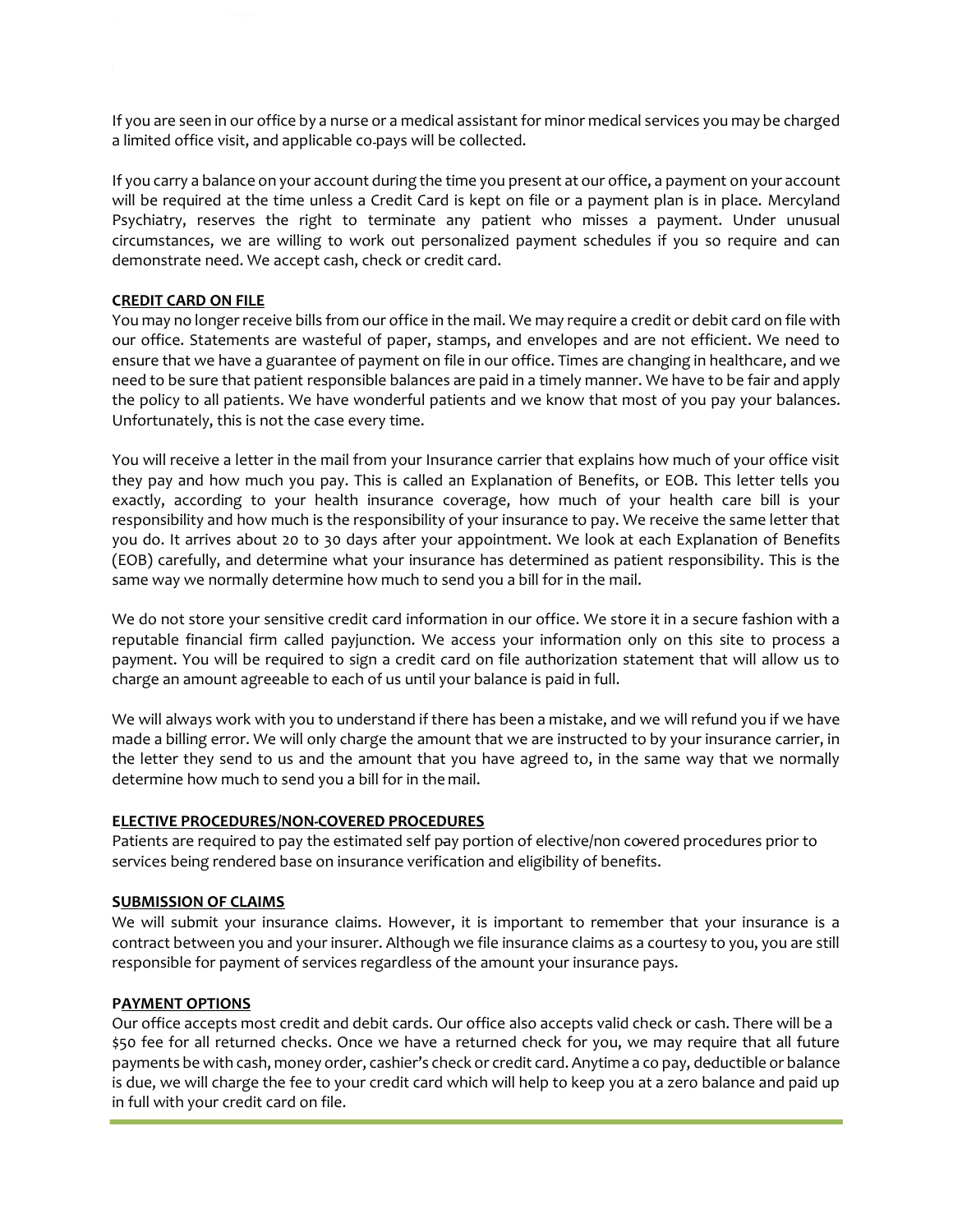If you are seen in our office by a nurse or a medical assistant for minor medical services you may be charged a limited office visit, and applicable co-pays will be collected.

If you carry a balance on your account during the time you present at our office, a payment on your account will be required at the time unless a Credit Card is kept on file or a payment plan is in place. Mercyland Psychiatry, reserves the right to terminate any patient who misses a payment. Under unusual circumstances, we are willing to work out personalized payment schedules if you so require and can demonstrate need. We accept cash, check or credit card.

**CREDIT CARD ON FILE**

You may no longer receive bills from our office in the mail. We may require a credit or debit card on file with our office. Statements are wasteful of paper, stamps, and envelopes and are not efficient. We need to ensure that we have a guarantee of payment on file in our office. Times are changing in healthcare, and we need to be sure that patient responsible balances are paid in a timely manner. We have to be fair and apply the policy to all patients. We have wonderful patients and we know that most of you pay your balances. Unfortunately, this is not the case every time.

You will receive a letter in the mail from your Insurance carrier that explains how much of your office visit they pay and how much you pay. This is called an Explanation of Benefits, or EOB. This letter tells you exactly, according to your health insurance coverage, how much of your health care bill is your responsibility and how much is the responsibility of your insurance to pay. We receive the same letter that you do. It arrives about 20 to 30 days after your appointment. We look at each Explanation of Benefits (EOB) carefully, and determine what your insurance has determined as patient responsibility. This is the same way we normally determine how much to send you a bill for in the mail.

We do not store your sensitive credit card information in our office. We store it in a secure fashion with a reputable financial firm called payjunction. We access your information only on this site to process a payment. You will be required to sign a credit card on file authorization statement that will allow us to charge an amount agreeable to each of us until your balance is paid in full.

We will always work with you to understand if there has been a mistake, and we will refund you if we have made a billing error. We will only charge the amount that we are instructed to by your insurance carrier, in the letter they send to us and the amount that you have agreed to, in the same way that we normally determine how much to send you a bill for in the mail.

**ELECTIVE PROCEDURES/NON-COVERED PROCEDURES**

Patients are required to pay the estimated self pay portion of elective/non covered procedures prior to services being rendered base on insurance verification and eligibility of benefits.

**SUBMISSION OF CLAIMS**

We will submit your insurance claims. However, it is important to remember that your insurance is a contract between you and your insurer. Although we file insurance claims as a courtesy to you, you are still responsible for payment of services regardless of the amount your insurance pays.

**PAYMENT OPTIONS**

Our office accepts most credit and debit cards. Our office also accepts valid check or cash. There will be a $50 fee for all returned checks. Once we have a returned check for you, we may require that all future payments be with cash, money order, cashier's check or credit card. Anytime a co pay, deductible or balance is due, we will charge the fee to your credit card which will help to keep you at a zero balance and paid up in full with your credit card on file.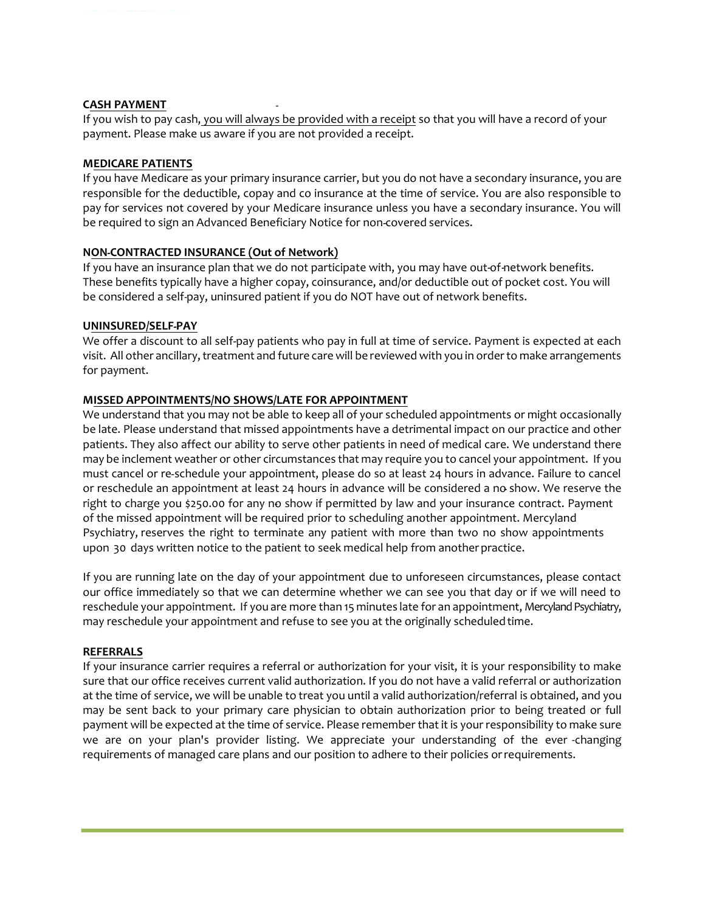**CASH PAYMENT**

If you wish to pay cash, you will always be provided with a receipt so that you will have a record of your payment. Please make us aware if you are not provided a receipt.

**MEDICARE PATIENTS**

If you have Medicare as your primary insurance carrier, but you do not have a secondary insurance, you are responsible for the deductible, copay and co insurance at the time of service. You are also responsible to pay for services not covered by your Medicare insurance unless you have a secondary insurance. You will be required to sign an Advanced Beneficiary Notice for non-covered services.

**NON-CONTRACTED INSURANCE (Out of Network)**

If you have an insurance plan that we do not participate with, you may have out-of-network benefits. These benefits typically have a higher copay, coinsurance, and/or deductible out of pocket cost. You will be considered a self-pay, uninsured patient if you do NOT have out of network benefits.

**UNINSURED/SELF-PAY**

We offer a discount to all self-pay patients who pay in full at time of service. Payment is expected at each visit. All other ancillary, treatment and future care will be reviewed with you in order to make arrangements for payment.

**MISSED APPOINTMENTS/NO SHOWS/LATE FOR APPOINTMENT**

We understand that you may not be able to keep all of your scheduled appointments or might occasionally be late. Please understand that missed appointments have a detrimental impact on our practice and other patients. They also affect our ability to serve other patients in need of medical care. We understand there may be inclement weather or other circumstances that may require you to cancel your appointment. If you must cancel or re-schedule your appointment, please do so at least 24 hours in advance. Failure to cancel or reschedule an appointment at least 24 hours in advance will be considered a no-show. We reserve the right to charge you $250.00 for any no show if permitted by law and your insurance contract. Payment of the missed appointment will be required prior to scheduling another appointment. Mercyland Psychiatry, reserves the right to terminate any patient with more than two no show appointments upon 30 days written notice to the patient to seek medical help from another practice.

If you are running late on the day of your appointment due to unforeseen circumstances, please contact our office immediately so that we can determine whether we can see you that day or if we will need to reschedule your appointment. If you are more than 15 minutes late for an appointment, Mercyland Psychiatry, may reschedule your appointment and refuse to see you at the originally scheduled time.

**REFERRALS**

If your insurance carrier requires a referral or authorization for your visit, it is your responsibility to make sure that our office receives current valid authorization. If you do not have a valid referral or authorization at the time of service, we will be unable to treat you until a valid authorization/referral is obtained, and you may be sent back to your primary care physician to obtain authorization prior to being treated or full payment will be expected at the time of service. Please remember that it is your responsibility to make sure we are on your plan's provider listing. We appreciate your understanding of the ever -changing requirements of managed care plans and our position to adhere to their policies or requirements.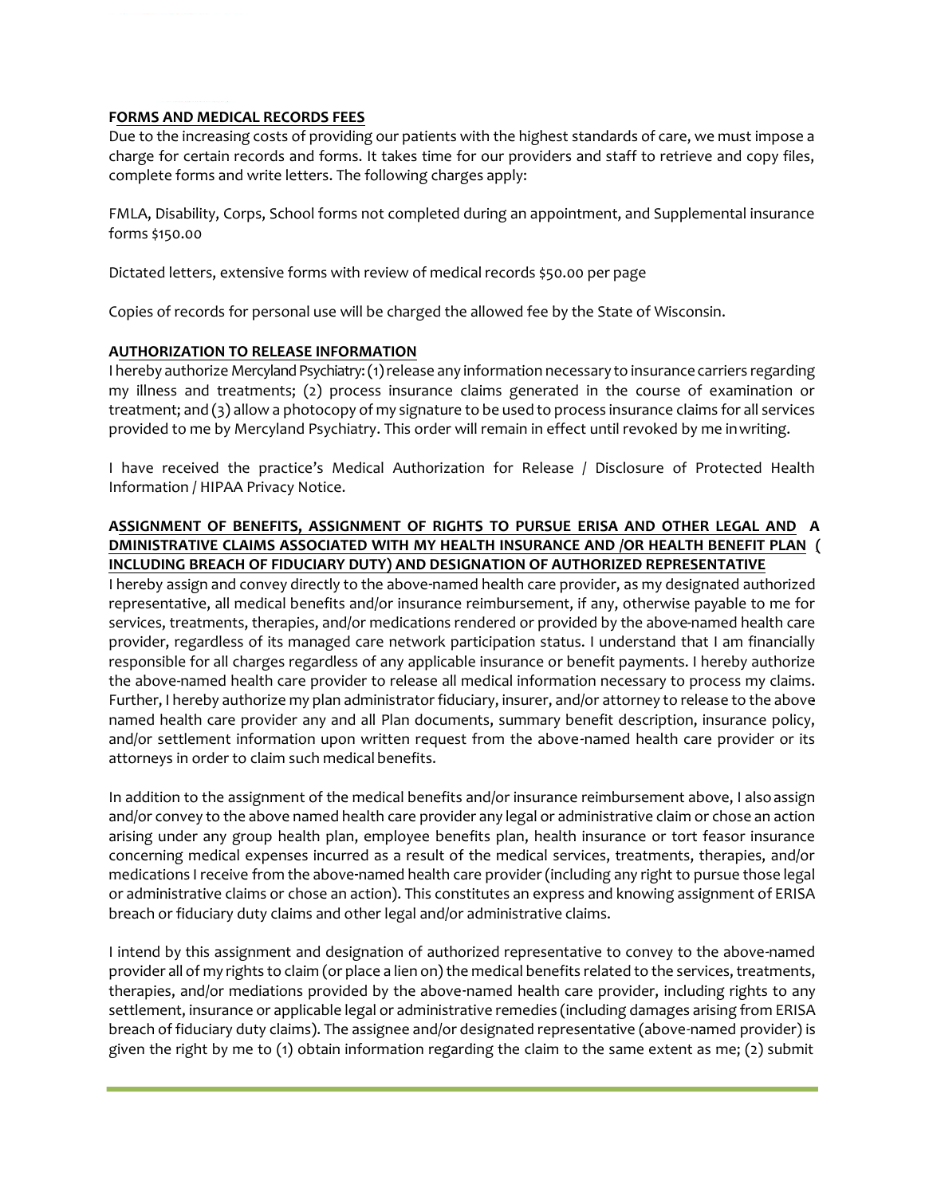**FORMS AND MEDICAL RECORDS FEES**

Due to the increasing costs of providing our patients with the highest standards of care, we must impose a charge for certain records and forms. It takes time for our providers and staff to retrieve and copy files, complete forms and write letters. The following charges apply:

FMLA, Disability, Corps, School forms not completed during an appointment, and Supplemental insurance forms $150.00

Dictated letters, extensive forms with review of medical records $50.00 per page

Copies of records for personal use will be charged the allowed fee by the State of Wisconsin.

**AUTHORIZATION TO RELEASE INFORMATION**

I hereby authorize Mercyland Psychiatry: (1) release any information necessary to insurance carriers regarding my illness and treatments; (2) process insurance claims generated in the course of examination or treatment; and (3) allow a photocopy of my signature to be used to process insurance claims for all services provided to me by Mercyland Psychiatry. This order will remain in effect until revoked by me in writing.

I have received the practice's Medical Authorization for Release / Disclosure of Protected Health Information / HIPAA Privacy Notice.

**ASSIGNMENT OF BENEFITS, ASSIGNMENT OF RIGHTS TO PURSUE ERISA AND OTHER LEGAL AND ADMINISTRATIVE CLAIMS ASSOCIATED WITH MY HEALTH INSURANCE AND /OR HEALTH BENEFIT PLAN (INCLUDING BREACH OF FIDUCIARY DUTY) AND DESIGNATION OF AUTHORIZED REPRESENTATIVE**

I hereby assign and convey directly to the above-named health care provider, as my designated authorized representative, all medical benefits and/or insurance reimbursement, if any, otherwise payable to me for services, treatments, therapies, and/or medications rendered or provided by the above-named health care provider, regardless of its managed care network participation status. I understand that I am financially responsible for all charges regardless of any applicable insurance or benefit payments. I hereby authorize the above-named health care provider to release all medical information necessary to process my claims. Further, I hereby authorize my plan administrator fiduciary, insurer, and/or attorney to release to the above named health care provider any and all Plan documents, summary benefit description, insurance policy, and/or settlement information upon written request from the above-named health care provider or its attorneys in order to claim such medical benefits.

In addition to the assignment of the medical benefits and/or insurance reimbursement above, I also assign and/or convey to the above named health care provider any legal or administrative claim or chose an action arising under any group health plan, employee benefits plan, health insurance or tort feasor insurance concerning medical expenses incurred as a result of the medical services, treatments, therapies, and/or medications I receive from the above-named health care provider (including any right to pursue those legal or administrative claims or chose an action). This constitutes an express and knowing assignment of ERISA breach or fiduciary duty claims and other legal and/or administrative claims.

I intend by this assignment and designation of authorized representative to convey to the above-named provider all of my rights to claim (or place a lien on) the medical benefits related to the services, treatments, therapies, and/or mediations provided by the above-named health care provider, including rights to any settlement, insurance or applicable legal or administrative remedies (including damages arising from ERISA breach of fiduciary duty claims). The assignee and/or designated representative (above-named provider) is given the right by me to (1) obtain information regarding the claim to the same extent as me; (2) submit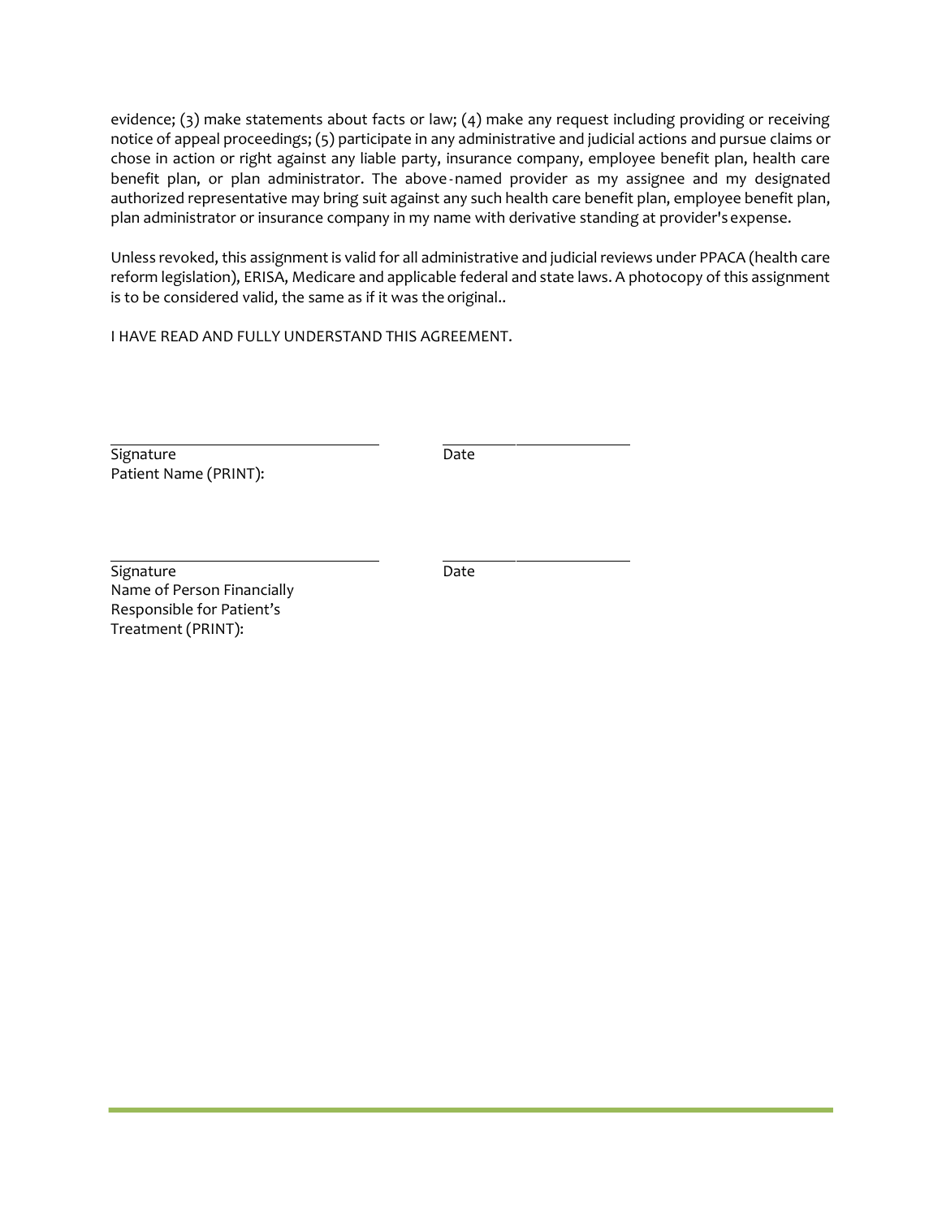evidence; (3) make statements about facts or law; (4) make any request including providing or receiving notice of appeal proceedings; (5) participate in any administrative and judicial actions and pursue claims or chose in action or right against any liable party, insurance company, employee benefit plan, health care benefit plan, or plan administrator. The above-named provider as my assignee and my designated authorized representative may bring suit against any such health care benefit plan, employee benefit plan, plan administrator or insurance company in my name with derivative standing at provider's expense.

Unless revoked, this assignment is valid for all administrative and judicial reviews under PPACA (health care reform legislation), ERISA, Medicare and applicable federal and state laws. A photocopy of this assignment is to be considered valid, the same as if it was the original..

I HAVE READ AND FULLY UNDERSTAND THIS AGREEMENT.

\_\_\_\_\_\_\_\_\_\_\_\_\_\_\_\_\_\_\_\_\_\_\_\_\_\_\_\_\_\_ \_\_\_\_\_\_\_\_\_\_\_\_\_\_\_\_\_\_\_\_

Signature Date

Patient Name (PRINT):

\_\_\_\_\_\_\_\_\_\_\_\_\_\_\_\_\_\_\_\_\_\_\_\_\_\_\_\_\_\_ \_\_\_\_\_\_\_\_\_\_\_\_\_\_\_\_\_\_\_\_

Signature Date

Name of Person Financially Responsible for Patient's Treatment (PRINT):